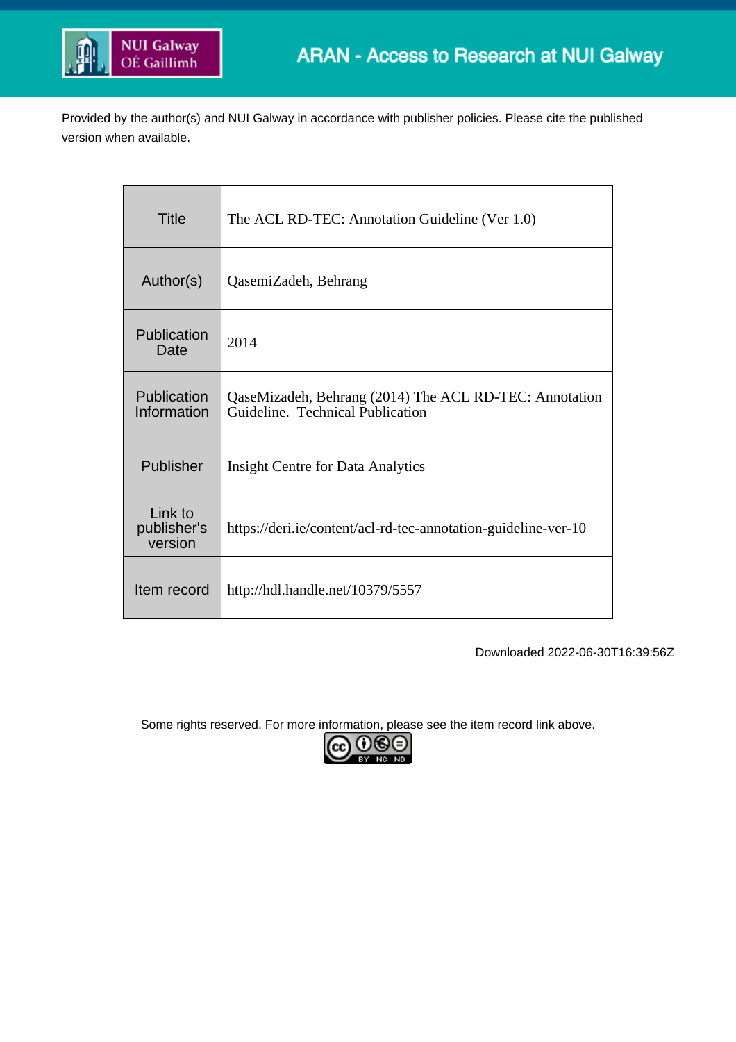Provided by the author(s) and NUI Galway in accordance with publisher policies. Please cite the published version when available.

| Title | The ACL RD-TEC: Annotation Guideline (Ver 1.0) |
|---|---|
| Author(s) | QasemiZadeh, Behrang |
| Publication Date | 2014 |
| Publication Information | QaseMizadeh, Behrang (2014) The ACL RD-TEC: Annotation Guideline. Technical Publication |
| Publisher | Insight Centre for Data Analytics |
| Link to publisher's version | https://deri.ie/content/acl-rd-tec-annotation-guideline-ver-10 |
| Item record | http://hdl.handle.net/10379/5557 |

Downloaded 2022-06-30T16:39:56Z

Some rights reserved. For more information, please see the item record link above.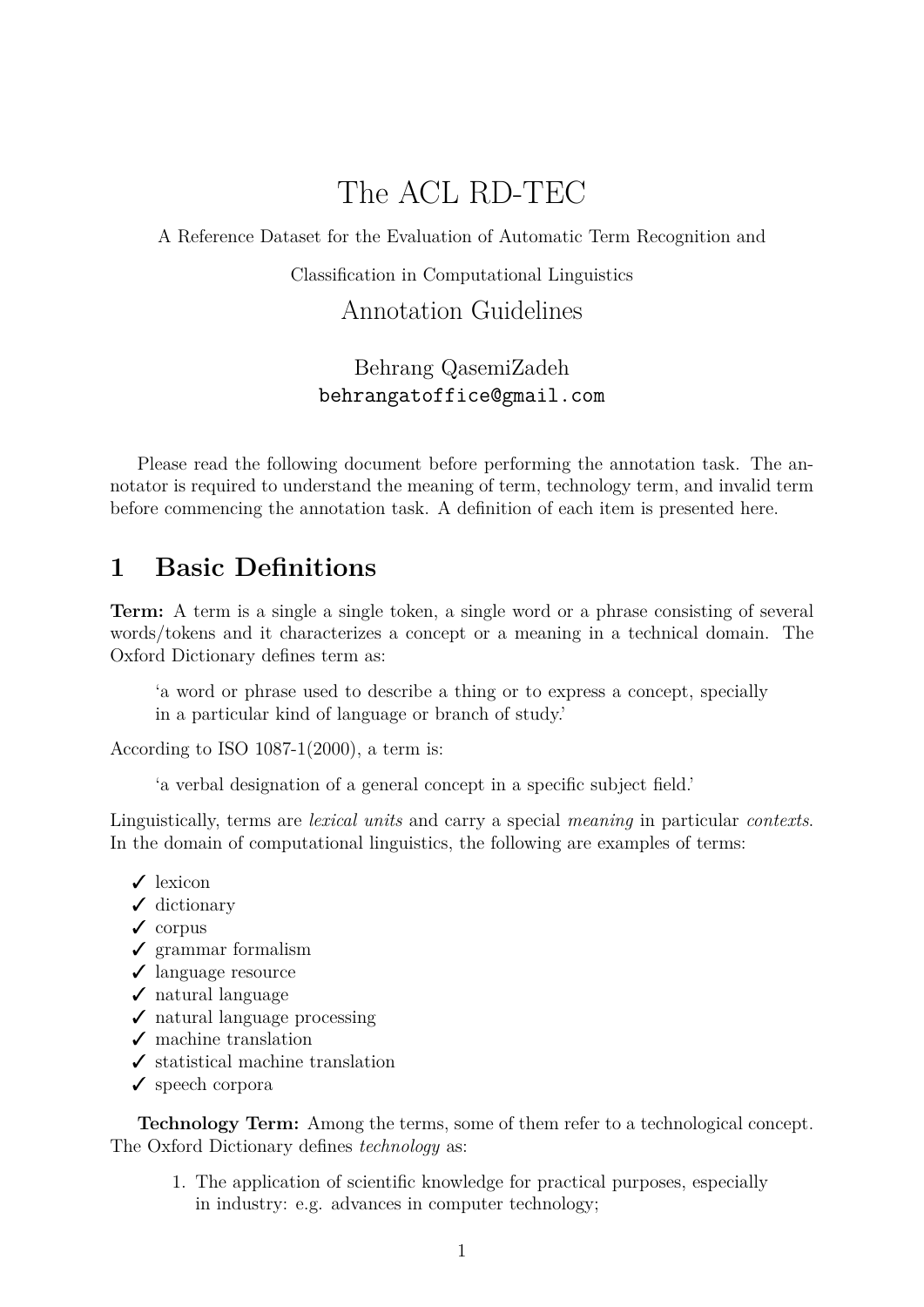# The ACL RD-TEC

A Reference Dataset for the Evaluation of Automatic Term Recognition and

Classification in Computational Linguistics

## Annotation Guidelines

Behrang QasemiZadeh
behrangatoffice@gmail.com

Please read the following document before performing the annotation task. The annotator is required to understand the meaning of term, technology term, and invalid term before commencing the annotation task. A definition of each item is presented here.

## 1 Basic Definitions

**Term:** A term is a single a single token, a single word or a phrase consisting of several words/tokens and it characterizes a concept or a meaning in a technical domain. The Oxford Dictionary defines term as:

> 'a word or phrase used to describe a thing or to express a concept, specially in a particular kind of language or branch of study.'

According to ISO 1087-1(2000), a term is:

> 'a verbal designation of a general concept in a specific subject field.'

Linguistically, terms are *lexical units* and carry a special *meaning* in particular *contexts*. In the domain of computational linguistics, the following are examples of terms:

- ✓ lexicon
- ✓ dictionary
- ✓ corpus
- ✓ grammar formalism
- ✓ language resource
- ✓ natural language
- ✓ natural language processing
- ✓ machine translation
- ✓ statistical machine translation
- ✓ speech corpora

**Technology Term:** Among the terms, some of them refer to a technological concept. The Oxford Dictionary defines *technology* as:

1. The application of scientific knowledge for practical purposes, especially in industry: e.g. advances in computer technology;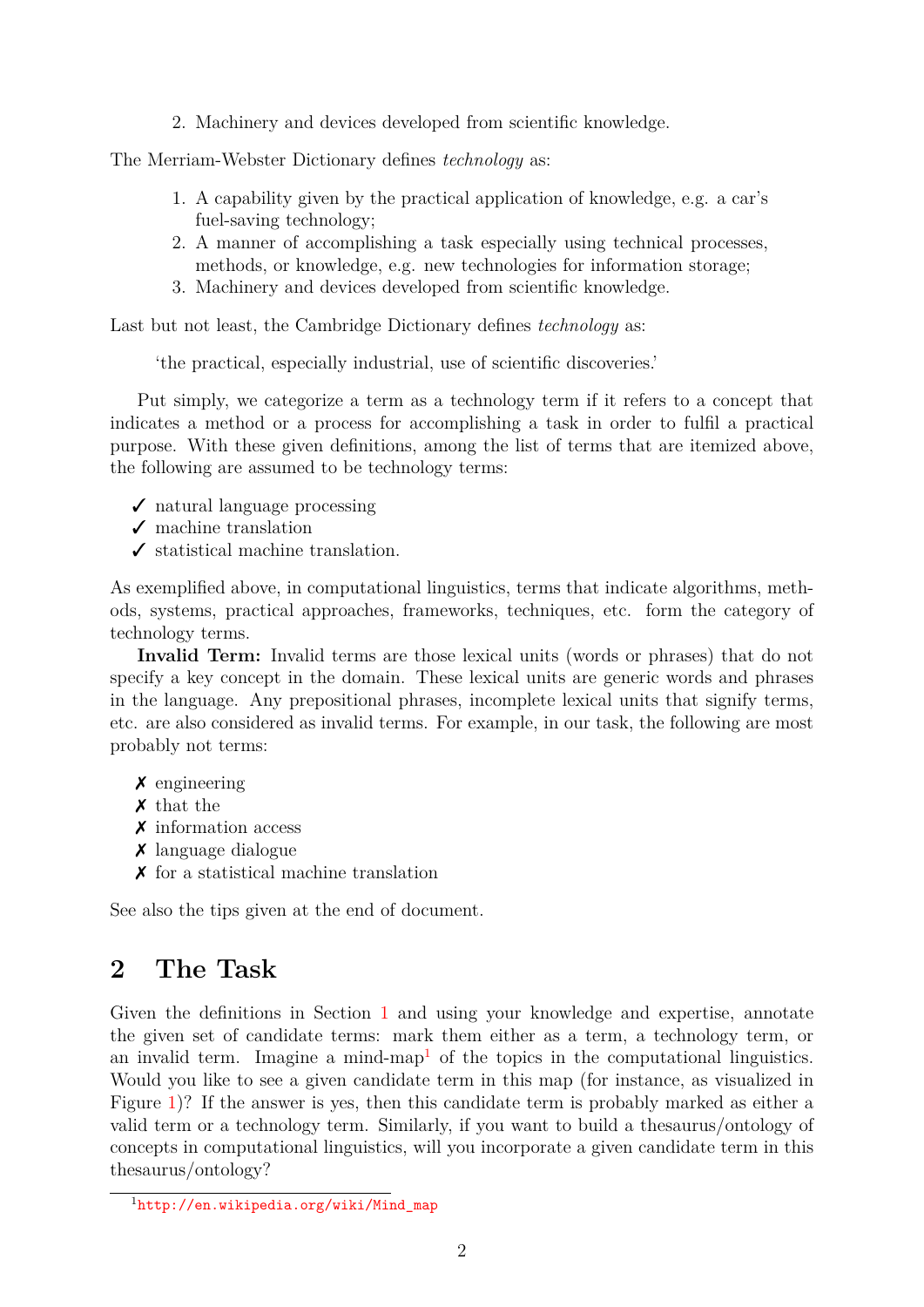2. Machinery and devices developed from scientific knowledge.

The Merriam-Webster Dictionary defines *technology* as:

1. A capability given by the practical application of knowledge, e.g. a car's fuel-saving technology;
2. A manner of accomplishing a task especially using technical processes, methods, or knowledge, e.g. new technologies for information storage;
3. Machinery and devices developed from scientific knowledge.

Last but not least, the Cambridge Dictionary defines *technology* as:

> 'the practical, especially industrial, use of scientific discoveries.'

Put simply, we categorize a term as a technology term if it refers to a concept that indicates a method or a process for accomplishing a task in order to fulfil a practical purpose. With these given definitions, among the list of terms that are itemized above, the following are assumed to be technology terms:

- ✓ natural language processing
- ✓ machine translation
- ✓ statistical machine translation.

As exemplified above, in computational linguistics, terms that indicate algorithms, methods, systems, practical approaches, frameworks, techniques, etc. form the category of technology terms.

**Invalid Term:** Invalid terms are those lexical units (words or phrases) that do not specify a key concept in the domain. These lexical units are generic words and phrases in the language. Any prepositional phrases, incomplete lexical units that signify terms, etc. are also considered as invalid terms. For example, in our task, the following are most probably not terms:

- ✗ engineering
- ✗ that the
- ✗ information access
- ✗ language dialogue
- ✗ for a statistical machine translation

See also the tips given at the end of document.

## 2 The Task

Given the definitions in Section 1 and using your knowledge and expertise, annotate the given set of candidate terms: mark them either as a term, a technology term, or an invalid term. Imagine a mind-map[1] of the topics in the computational linguistics. Would you like to see a given candidate term in this map (for instance, as visualized in Figure 1)? If the answer is yes, then this candidate term is probably marked as either a valid term or a technology term. Similarly, if you want to build a thesaurus/ontology of concepts in computational linguistics, will you incorporate a given candidate term in this thesaurus/ontology?

[1] http://en.wikipedia.org/wiki/Mind_map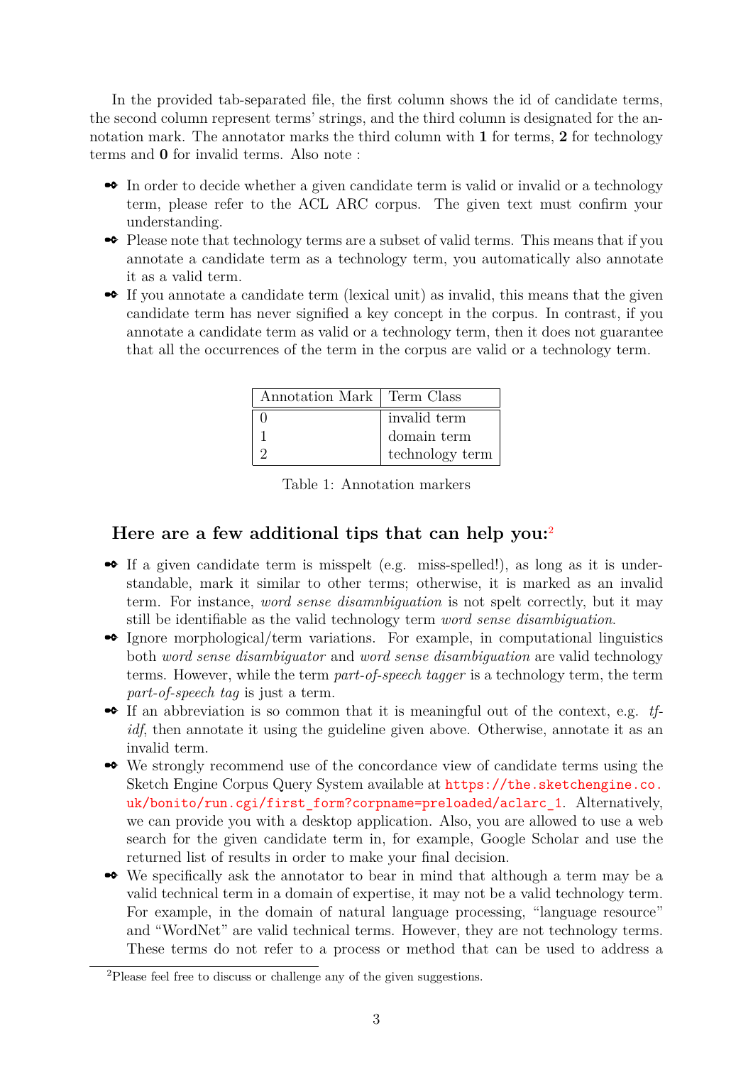In the provided tab-separated file, the first column shows the id of candidate terms, the second column represent terms' strings, and the third column is designated for the annotation mark. The annotator marks the third column with **1** for terms, **2** for technology terms and **0** for invalid terms. Also note :

- In order to decide whether a given candidate term is valid or invalid or a technology term, please refer to the ACL ARC corpus. The given text must confirm your understanding.
- Please note that technology terms are a subset of valid terms. This means that if you annotate a candidate term as a technology term, you automatically also annotate it as a valid term.
- If you annotate a candidate term (lexical unit) as invalid, this means that the given candidate term has never signified a key concept in the corpus. In contrast, if you annotate a candidate term as valid or a technology term, then it does not guarantee that all the occurrences of the term in the corpus are valid or a technology term.

| Annotation Mark | Term Class |
|---|---|
| 0 | invalid term |
| 1 | domain term |
| 2 | technology term |

Table 1: Annotation markers

## Here are a few additional tips that can help you:[2]

- If a given candidate term is misspelt (e.g. miss-spelled!), as long as it is understandable, mark it similar to other terms; otherwise, it is marked as an invalid term. For instance, *word sense disamnbiguation* is not spelt correctly, but it may still be identifiable as the valid technology term *word sense disambiguation.*
- Ignore morphological/term variations. For example, in computational linguistics both *word sense disambiguator* and *word sense disambiguation* are valid technology terms. However, while the term *part-of-speech tagger* is a technology term, the term *part-of-speech tag* is just a term.
- If an abbreviation is so common that it is meaningful out of the context, e.g. *tf-idf*, then annotate it using the guideline given above. Otherwise, annotate it as an invalid term.
- We strongly recommend use of the concordance view of candidate terms using the Sketch Engine Corpus Query System available at https://the.sketchengine.co.uk/bonito/run.cgi/first_form?corpname=preloaded/aclarc_1. Alternatively, we can provide you with a desktop application. Also, you are allowed to use a web search for the given candidate term in, for example, Google Scholar and use the returned list of results in order to make your final decision.
- We specifically ask the annotator to bear in mind that although a term may be a valid technical term in a domain of expertise, it may not be a valid technology term. For example, in the domain of natural language processing, "language resource" and "WordNet" are valid technical terms. However, they are not technology terms. These terms do not refer to a process or method that can be used to address a

[2] Please feel free to discuss or challenge any of the given suggestions.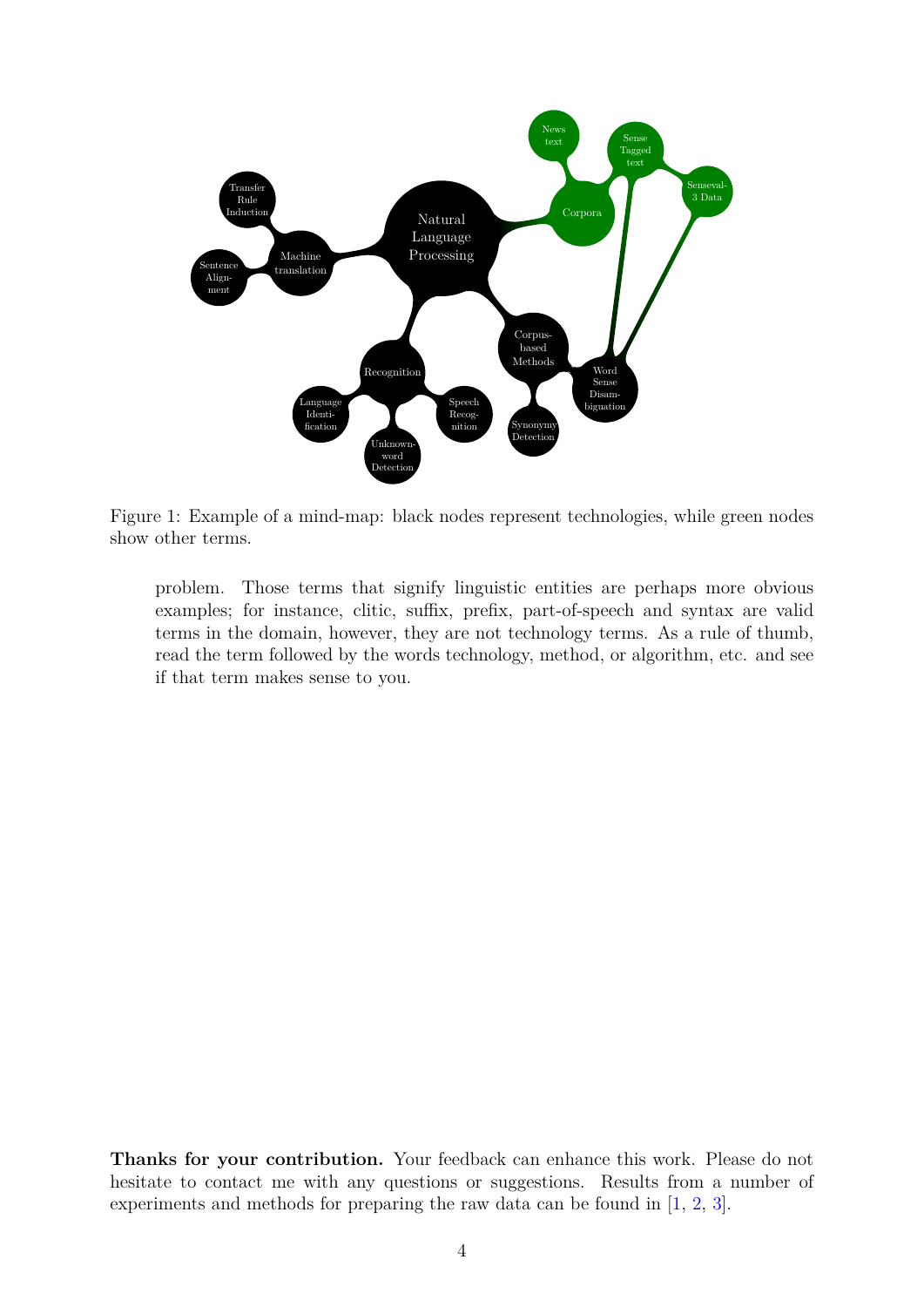Figure 1: Example of a mind-map: black nodes represent technologies, while green nodes show other terms.

problem. Those terms that signify linguistic entities are perhaps more obvious examples; for instance, clitic, suffix, prefix, part-of-speech and syntax are valid terms in the domain, however, they are not technology terms. As a rule of thumb, read the term followed by the words technology, method, or algorithm, etc. and see if that term makes sense to you.

**Thanks for your contribution.** Your feedback can enhance this work. Please do not hesitate to contact me with any questions or suggestions. Results from a number of experiments and methods for preparing the raw data can be found in [1, 2, 3].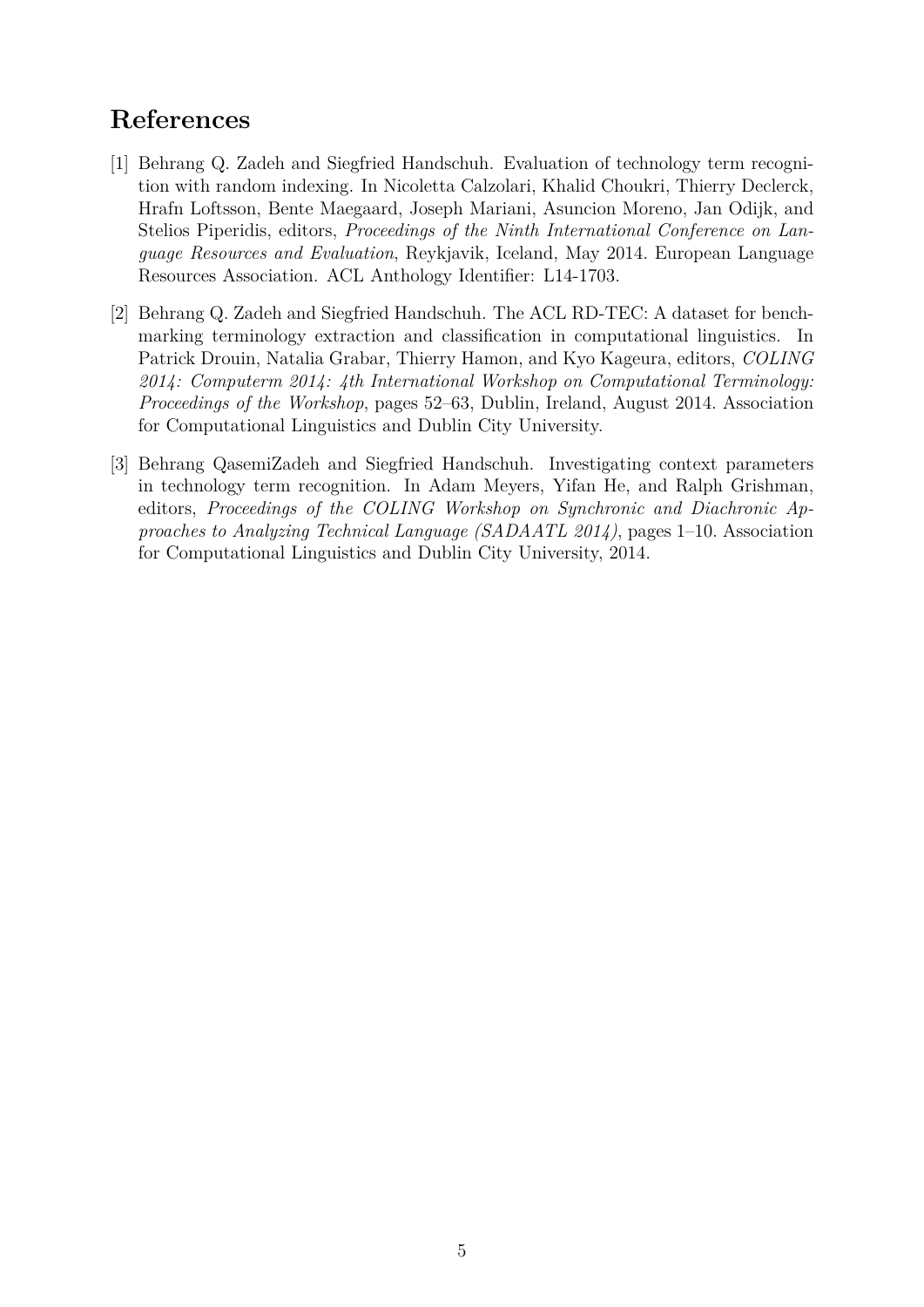## References

[1] Behrang Q. Zadeh and Siegfried Handschuh. Evaluation of technology term recognition with random indexing. In Nicoletta Calzolari, Khalid Choukri, Thierry Declerck, Hrafn Loftsson, Bente Maegaard, Joseph Mariani, Asuncion Moreno, Jan Odijk, and Stelios Piperidis, editors, *Proceedings of the Ninth International Conference on Language Resources and Evaluation*, Reykjavik, Iceland, May 2014. European Language Resources Association. ACL Anthology Identifier: L14-1703.

[2] Behrang Q. Zadeh and Siegfried Handschuh. The ACL RD-TEC: A dataset for benchmarking terminology extraction and classification in computational linguistics. In Patrick Drouin, Natalia Grabar, Thierry Hamon, and Kyo Kageura, editors, *COLING 2014: Computerm 2014: 4th International Workshop on Computational Terminology: Proceedings of the Workshop*, pages 52–63, Dublin, Ireland, August 2014. Association for Computational Linguistics and Dublin City University.

[3] Behrang QasemiZadeh and Siegfried Handschuh. Investigating context parameters in technology term recognition. In Adam Meyers, Yifan He, and Ralph Grishman, editors, *Proceedings of the COLING Workshop on Synchronic and Diachronic Approaches to Analyzing Technical Language (SADAATL 2014)*, pages 1–10. Association for Computational Linguistics and Dublin City University, 2014.